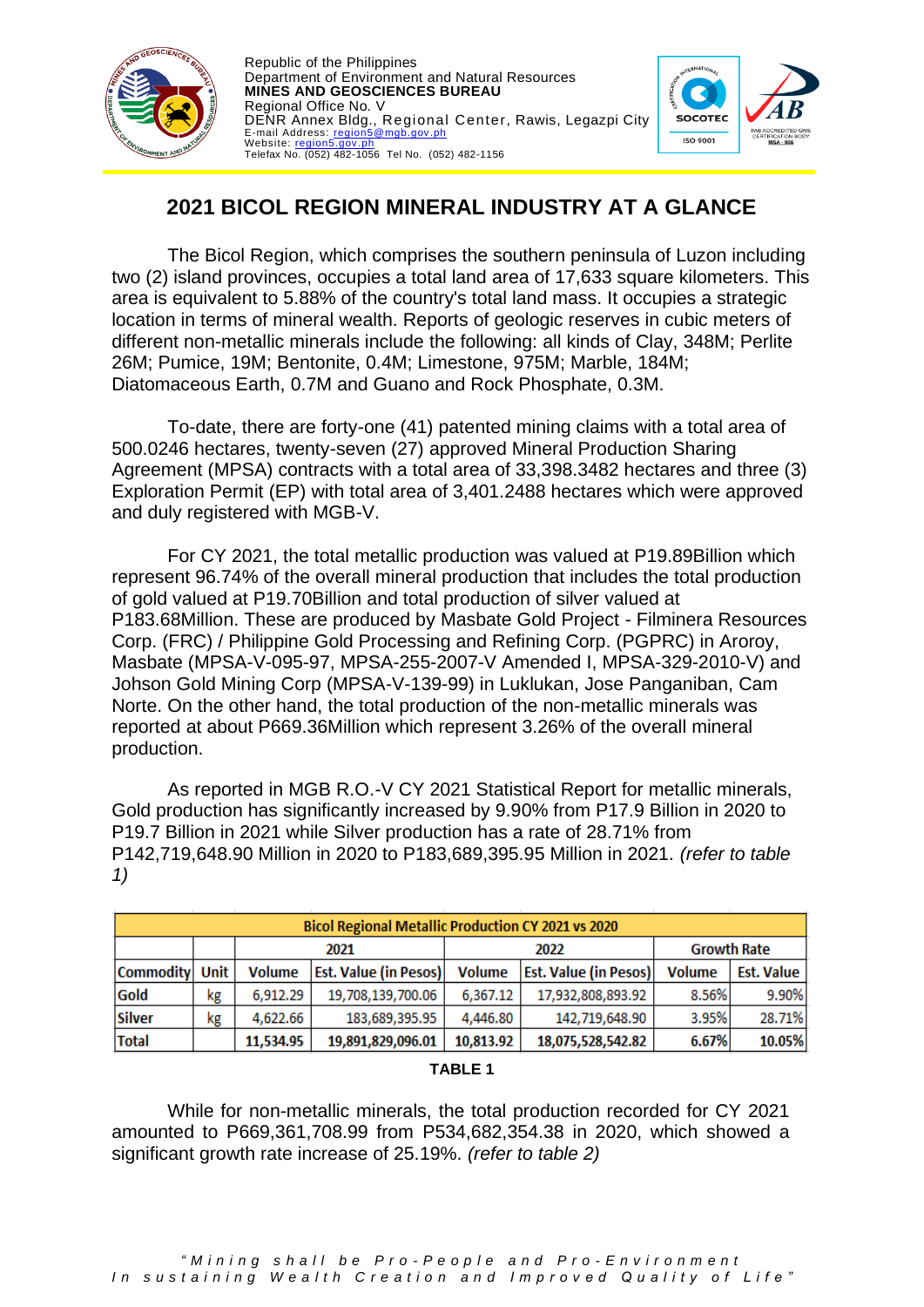Republic of the Philippines
Department of Environment and Natural Resources
**MINES AND GEOSCIENCES BUREAU**
Regional Office No. V
DENR Annex Bldg., Regional Center, Rawis, Legazpi City
E-mail Address: region5@mgb.gov.ph
Website: region5.gov.ph
Telefax No. (052) 482-1056 Tel No. (052) 482-1156

# 2021 BICOL REGION MINERAL INDUSTRY AT A GLANCE

The Bicol Region, which comprises the southern peninsula of Luzon including two (2) island provinces, occupies a total land area of 17,633 square kilometers. This area is equivalent to 5.88% of the country's total land mass. It occupies a strategic location in terms of mineral wealth. Reports of geologic reserves in cubic meters of different non-metallic minerals include the following: all kinds of Clay, 348M; Perlite 26M; Pumice, 19M; Bentonite, 0.4M; Limestone, 975M; Marble, 184M; Diatomaceous Earth, 0.7M and Guano and Rock Phosphate, 0.3M.

To-date, there are forty-one (41) patented mining claims with a total area of 500.0246 hectares, twenty-seven (27) approved Mineral Production Sharing Agreement (MPSA) contracts with a total area of 33,398.3482 hectares and three (3) Exploration Permit (EP) with total area of 3,401.2488 hectares which were approved and duly registered with MGB-V.

For CY 2021, the total metallic production was valued at P19.89Billion which represent 96.74% of the overall mineral production that includes the total production of gold valued at P19.70Billion and total production of silver valued at P183.68Million. These are produced by Masbate Gold Project - Filminera Resources Corp. (FRC) / Philippine Gold Processing and Refining Corp. (PGPRC) in Aroroy, Masbate (MPSA-V-095-97, MPSA-255-2007-V Amended I, MPSA-329-2010-V) and Johson Gold Mining Corp (MPSA-V-139-99) in Luklukan, Jose Panganiban, Cam Norte. On the other hand, the total production of the non-metallic minerals was reported at about P669.36Million which represent 3.26% of the overall mineral production.

As reported in MGB R.O.-V CY 2021 Statistical Report for metallic minerals, Gold production has significantly increased by 9.90% from P17.9 Billion in 2020 to P19.7 Billion in 2021 while Silver production has a rate of 28.71% from P142,719,648.90 Million in 2020 to P183,689,395.95 Million in 2021. *(refer to table 1)*

| Bicol Regional Metallic Production CY 2021 vs 2020 | | | | | | | |
|---|---|---|---|---|---|---|---|
| | | 2021 | | 2022 | | Growth Rate | |
| **Commodity** | **Unit** | **Volume** | **Est. Value (in Pesos)** | **Volume** | **Est. Value (in Pesos)** | **Volume** | **Est. Value** |
| Gold | kg | 6,912.29 | 19,708,139,700.06 | 6,367.12 | 17,932,808,893.92 | 8.56% | 9.90% |
| Silver | kg | 4,622.66 | 183,689,395.95 | 4,446.80 | 142,719,648.90 | 3.95% | 28.71% |
| **Total** | | **11,534.95** | **19,891,829,096.01** | **10,813.92** | **18,075,528,542.82** | **6.67%** | **10.05%** |

**TABLE 1**

While for non-metallic minerals, the total production recorded for CY 2021 amounted to P669,361,708.99 from P534,682,354.38 in 2020, which showed a significant growth rate increase of 25.19%. *(refer to table 2)*

*"Mining shall be Pro-People and Pro-Environment In sustaining Wealth Creation and Improved Quality of Life"*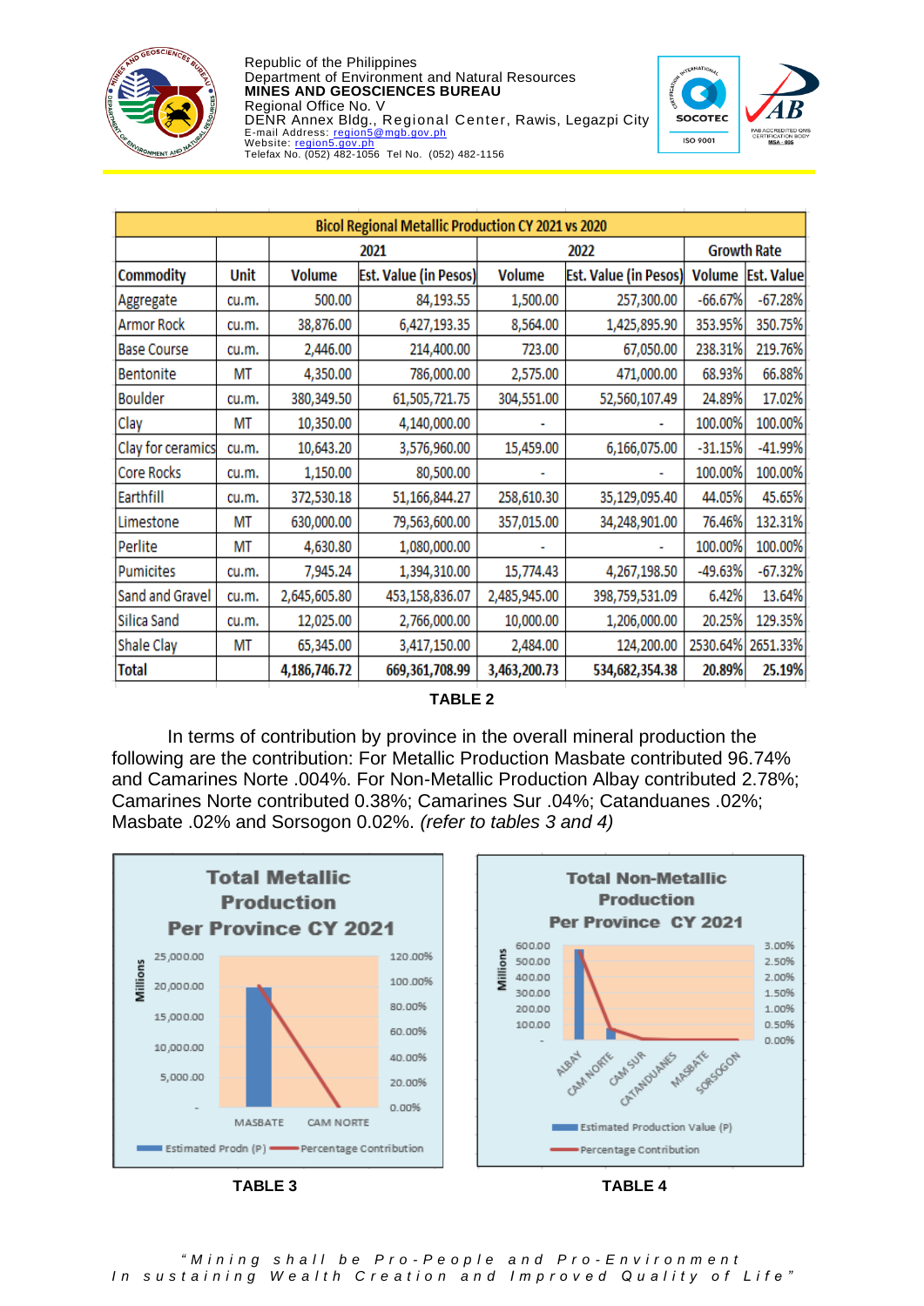Republic of the Philippines
Department of Environment and Natural Resources
**MINES AND GEOSCIENCES BUREAU**
Regional Office No. V
DENR Annex Bldg., Regional Center, Rawis, Legazpi City
E-mail Address: region5@mgb.gov.ph
Website: region5.gov.ph
Telefax No. (052) 482-1056 Tel No. (052) 482-1156

| Bicol Regional Metallic Production CY 2021 vs 2020 | | | | | | | |
|---|---|---|---|---|---|---|---|
| | | 2021 | | 2022 | | Growth Rate | |
| **Commodity** | **Unit** | **Volume** | **Est. Value (in Pesos)** | **Volume** | **Est. Value (in Pesos)** | **Volume** | **Est. Value** |
| Aggregate | cu.m. | 500.00 | 84,193.55 | 1,500.00 | 257,300.00 | -66.67% | -67.28% |
| Armor Rock | cu.m. | 38,876.00 | 6,427,193.35 | 8,564.00 | 1,425,895.90 | 353.95% | 350.75% |
| Base Course | cu.m. | 2,446.00 | 214,400.00 | 723.00 | 67,050.00 | 238.31% | 219.76% |
| Bentonite | MT | 4,350.00 | 786,000.00 | 2,575.00 | 471,000.00 | 68.93% | 66.88% |
| Boulder | cu.m. | 380,349.50 | 61,505,721.75 | 304,551.00 | 52,560,107.49 | 24.89% | 17.02% |
| Clay | MT | 10,350.00 | 4,140,000.00 | - | - | 100.00% | 100.00% |
| Clay for ceramics | cu.m. | 10,643.20 | 3,576,960.00 | 15,459.00 | 6,166,075.00 | -31.15% | -41.99% |
| Core Rocks | cu.m. | 1,150.00 | 80,500.00 | - | - | 100.00% | 100.00% |
| Earthfill | cu.m. | 372,530.18 | 51,166,844.27 | 258,610.30 | 35,129,095.40 | 44.05% | 45.65% |
| Limestone | MT | 630,000.00 | 79,563,600.00 | 357,015.00 | 34,248,901.00 | 76.46% | 132.31% |
| Perlite | MT | 4,630.80 | 1,080,000.00 | - | - | 100.00% | 100.00% |
| Pumicites | cu.m. | 7,945.24 | 1,394,310.00 | 15,774.43 | 4,267,198.50 | -49.63% | -67.32% |
| Sand and Gravel | cu.m. | 2,645,605.80 | 453,158,836.07 | 2,485,945.00 | 398,759,531.09 | 6.42% | 13.64% |
| Silica Sand | cu.m. | 12,025.00 | 2,766,000.00 | 10,000.00 | 1,206,000.00 | 20.25% | 129.35% |
| Shale Clay | MT | 65,345.00 | 3,417,150.00 | 2,484.00 | 124,200.00 | 2530.64% | 2651.33% |
| **Total** | | **4,186,746.72** | **669,361,708.99** | **3,463,200.73** | **534,682,354.38** | **20.89%** | **25.19%** |

**TABLE 2**

In terms of contribution by province in the overall mineral production the following are the contribution: For Metallic Production Masbate contributed 96.74% and Camarines Norte .004%. For Non-Metallic Production Albay contributed 2.78%; Camarines Norte contributed 0.38%; Camarines Sur .04%; Catanduanes .02%; Masbate .02% and Sorsogon 0.02%. *(refer to tables 3 and 4)*

Total Metallic Production Per Province CY 2021
Millions
25,000.00
20,000.00
15,000.00
10,000.00
5,000.00
-
120.00%
100.00%
80.00%
60.00%
40.00%
20.00%
0.00%
MASBATE
CAM NORTE
Estimated Prodn (P)
Percentage Contribution

**TABLE 3**

Total Non-Metallic Production Per Province CY 2021
Millions
600.00
500.00
400.00
300.00
200.00
100.00
-
3.00%
2.50%
2.00%
1.50%
1.00%
0.50%
0.00%
ALBAY
CAM NORTE
CAM SUR
CATANDUANES
MASBATE
SORSOGON
Estimated Production Value (P)
Percentage Contribution

**TABLE 4**

*"Mining shall be Pro-People and Pro-Environment In sustaining Wealth Creation and Improved Quality of Life"*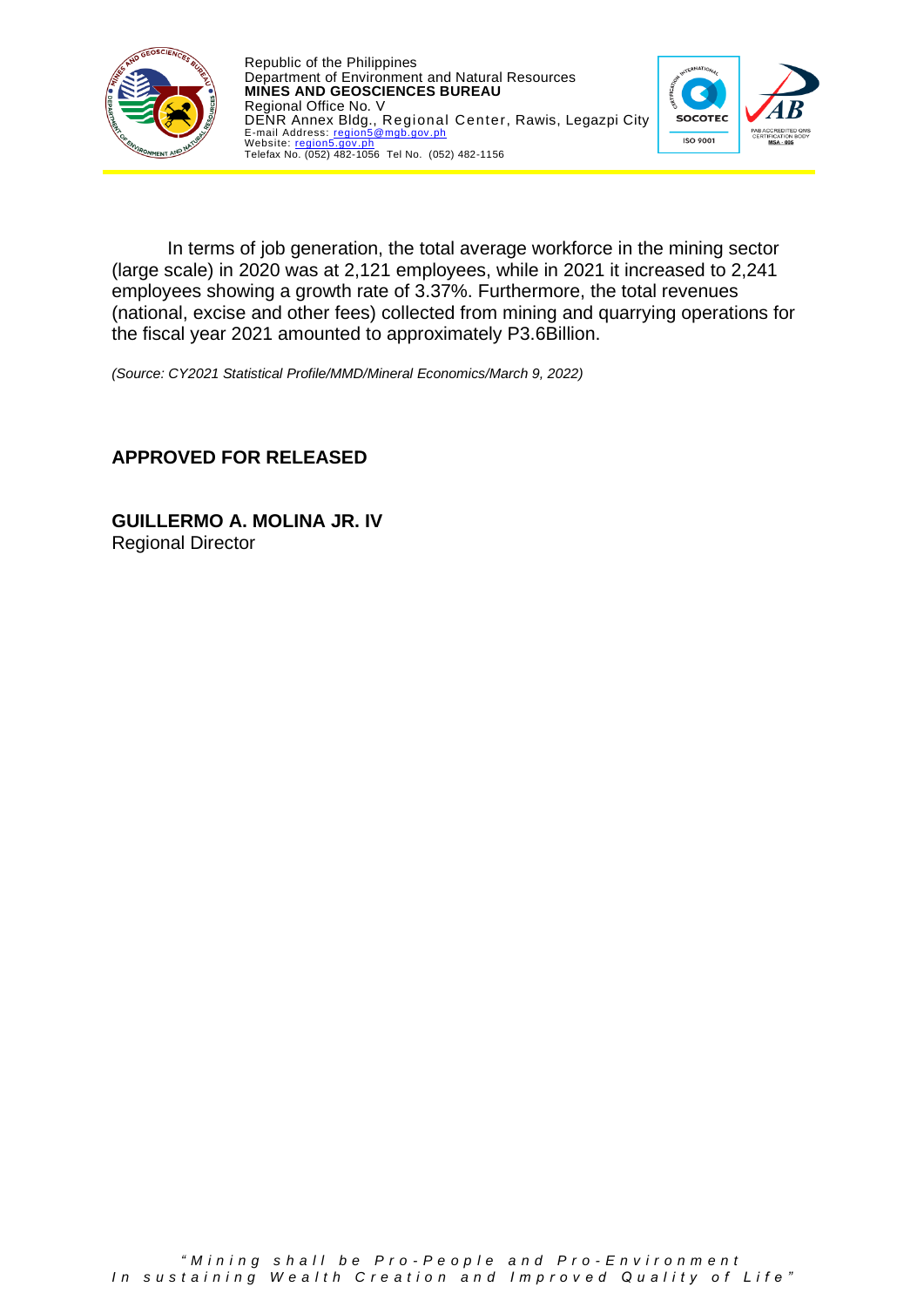In terms of job generation, the total average workforce in the mining sector (large scale) in 2020 was at 2,121 employees, while in 2021 it increased to 2,241 employees showing a growth rate of 3.37%. Furthermore, the total revenues (national, excise and other fees) collected from mining and quarrying operations for the fiscal year 2021 amounted to approximately P3.6Billion.

*(Source: CY2021 Statistical Profile/MMD/Mineral Economics/March 9, 2022)*

**APPROVED FOR RELEASED**

**GUILLERMO A. MOLINA JR. IV**
Regional Director